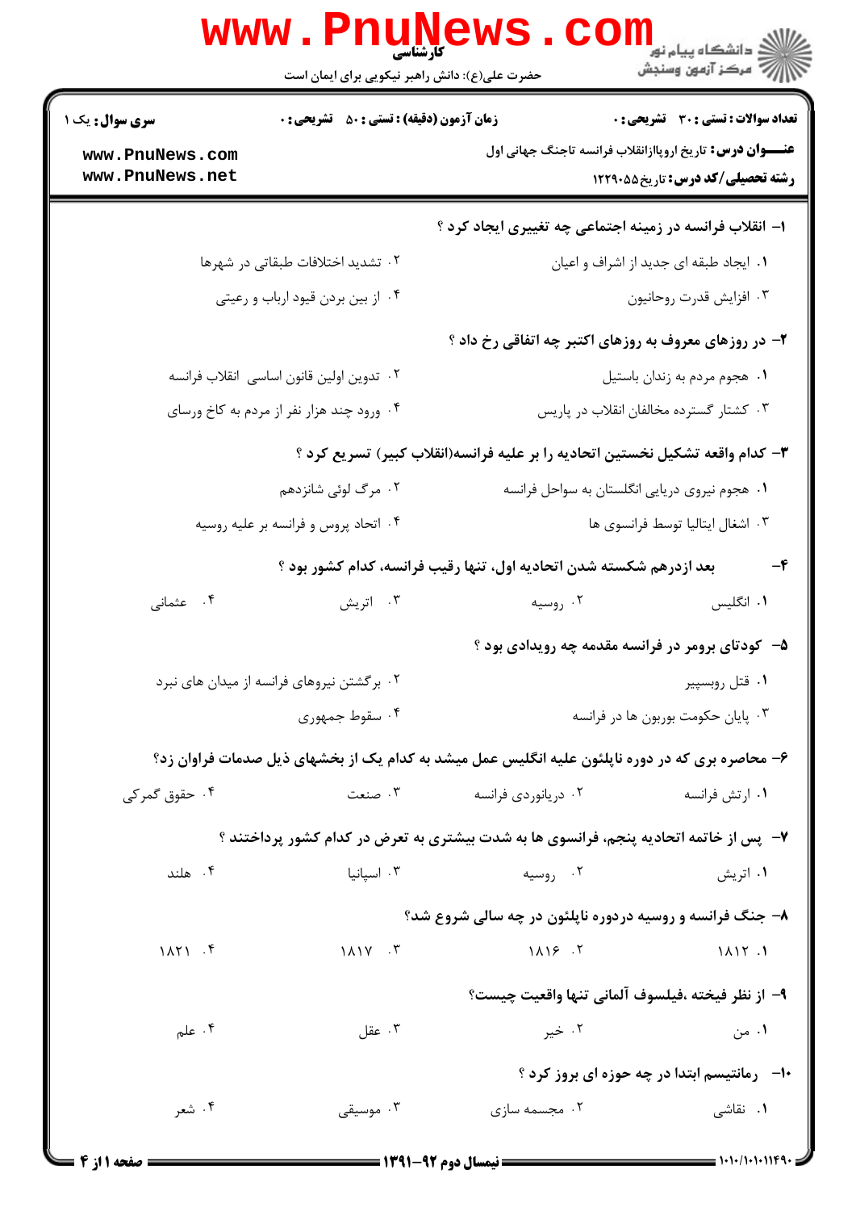**سری سؤال:** یک ۱

**زمان آزمون (دقیقه) : تستی : ۵۰ تشریحی : ۰**

**تعداد سوالات : تستی : ۳۰ تشریحی : ۰**

**عنـــوان درس:** تاریخ اروپاازانقلاب فرانسه تاجنگ جهانی اول

**رشته تحصیلی/کد درس:** تاریخ۱۲۲۹۰۵۵

۱- انقلاب فرانسه در زمینه اجتماعی چه تغییری ایجاد کرد ؟

۱. ایجاد طبقه ای جدید از اشراف و اعیان
۲. تشدید اختلافات طبقاتی در شهرها
۳. افزایش قدرت روحانیون
۴. از بین بردن قیود ارباب و رعیتی

۲- در روزهای معروف به روزهای اکتبر چه اتفاقی رخ داد ؟

۱. هجوم مردم به زندان باستیل
۲. تدوین اولین قانون اساسی انقلاب فرانسه
۳. کشتار گسترده مخالفان انقلاب در پاریس
۴. ورود چند هزار نفر از مردم به کاخ ورسای

۳- کدام واقعه تشکیل نخستین اتحادیه را بر علیه فرانسه(انقلاب کبیر) تسریع کرد ؟

۱. هجوم نیروی دریایی انگلستان به سواحل فرانسه
۲. مرگ لوئی شانزدهم
۳. اشغال ایتالیا توسط فرانسوی ها
۴. اتحاد پروس و فرانسه بر علیه روسیه

۴- بعد ازدرهم شکسته شدن اتحادیه اول، تنها رقیب فرانسه، کدام کشور بود ؟

۱. انگلیس
۲. روسیه
۳. اتریش
۴. عثمانی

۵- کودتای برومر در فرانسه مقدمه چه رویدادی بود ؟

۱. قتل روبسپیر
۲. برگشتن نیروهای فرانسه از میدان های نبرد
۳. پایان حکومت بوربون ها در فرانسه
۴. سقوط جمهوری

۶- محاصره بری که در دوره ناپلئون علیه انگلیس عمل میشد به کدام یک از بخشهای ذیل صدمات فراوان زد؟

۱. ارتش فرانسه
۲. دریانوردی فرانسه
۳. صنعت
۴. حقوق گمرکی

۷- پس از خاتمه اتحادیه پنجم، فرانسوی ها به شدت بیشتری به تعرض در کدام کشور پرداختند ؟

۱. اتریش
۲. روسیه
۳. اسپانیا
۴. هلند

۸- جنگ فرانسه و روسیه دردوره ناپلئون در چه سالی شروع شد؟

۱. ۱۸۱۲
۲. ۱۸۱۶
۳. ۱۸۱۷
۴. ۱۸۲۱

۹- از نظر فیخته ،فیلسوف آلمانی تنها واقعیت چیست؟

۱. من
۲. خیر
۳. عقل
۴. علم

۱۰- رمانتیسم ابتدا در چه حوزه ای بروز کرد ؟

۱. نقاشی
۲. مجسمه سازی
۳. موسیقی
۴. شعر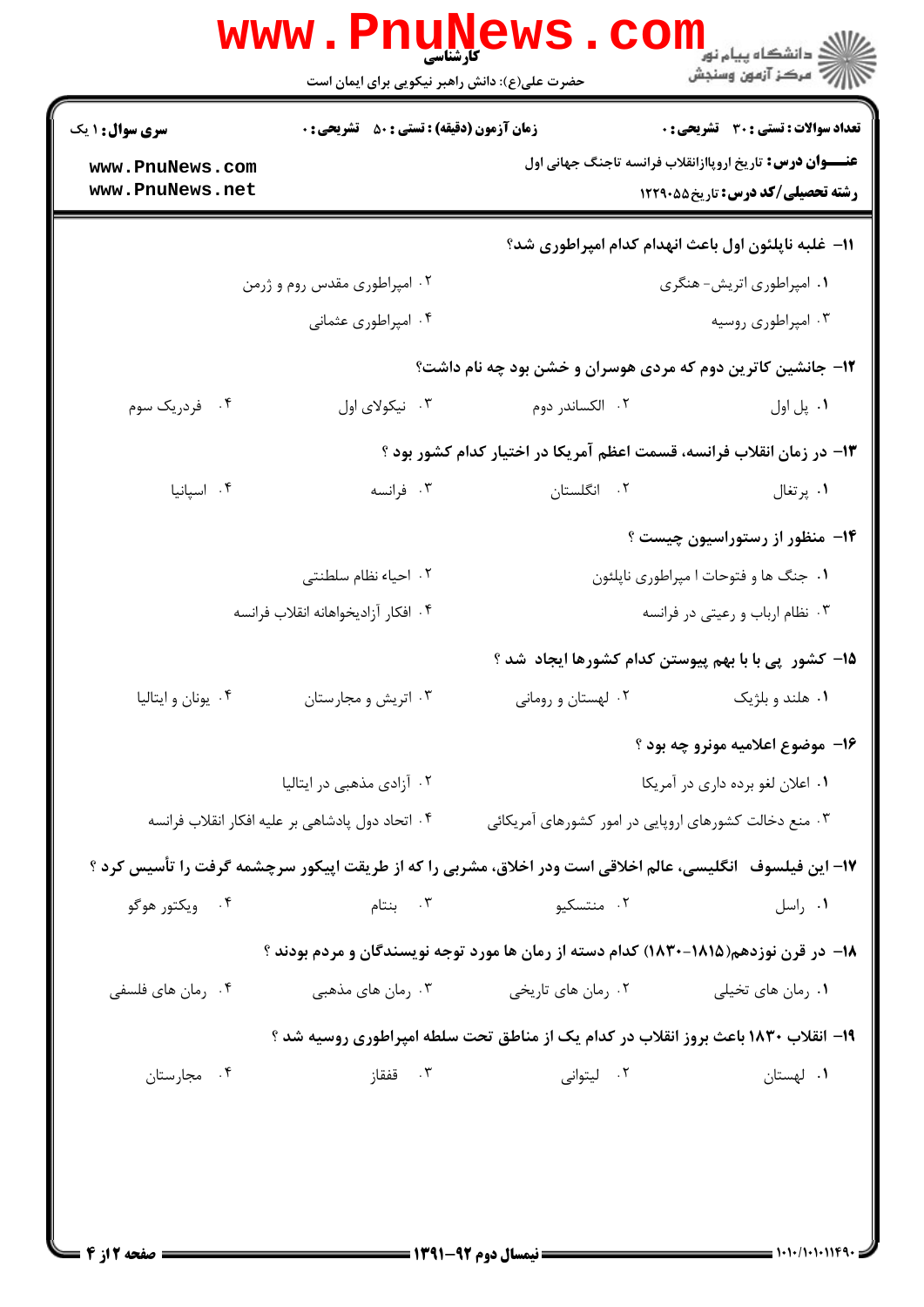**سری سوال:** ۱ یک

**زمان آزمون (دقیقه) : تستی : ۵۰ تشریحی : ۰**

**تعداد سوالات : تستی : ۳۰ تشریحی : ۰**

**عنـــوان درس:** تاریخ اروپاازانقلاب فرانسه تاجنگ جهانی اول

**رشته تحصیلی/کد درس:** تاریخ۱۲۲۹۰۵۵

۱۱- غلبه ناپلئون اول باعث انهدام کدام امپراطوری شد؟

۱. امپراطوری اتریش- هنگری
۲. امپراطوری مقدس روم و ژرمن
۳. امپراطوری روسیه
۴. امپراطوری عثمانی

۱۲- جانشین کاترین دوم که مردی هوسران و خشن بود چه نام داشت؟

۱. پل اول
۲. الکساندر دوم
۳. نیکولای اول
۴. فدریک سوم

۱۳- در زمان انقلاب فرانسه، قسمت اعظم آمریکا در اختیار کدام کشور بود ؟

۱. پرتغال
۲. انگلستان
۳. فرانسه
۴. اسپانیا

۱۴- منظور از رستوراسیون چیست ؟

۱. جنگ ها و فتوحات ا مپراطوری ناپلئون
۲. احیاء نظام سلطنتی
۳. نظام ارباب و رعیتی در فرانسه
۴. افکار آزادیخواهانه انقلاب فرانسه

۱۵- کشور پی با بهم پیوستن کدام کشورها ایجاد شد ؟

۱. هلند و بلژیک
۲. لهستان و رومانی
۳. اتریش و مجارستان
۴. یونان و ایتالیا

۱۶- موضوع اعلامیه مونرو چه بود ؟

۱. اعلان لغو برده داری در آمریکا
۲. آزادی مذهبی در ایتالیا
۳. منع دخالت کشورهای اروپایی در امور کشورهای آمریکائی
۴. اتحاد دول پادشاهی بر علیه افکار انقلاب فرانسه

۱۷- این فیلسوف انگلیسی، عالم اخلاقی است ودر اخلاق، مشربی را که از طریقت اپیکور سرچشمه گرفت را تأسیس کرد ؟

۱. راسل
۲. منتسکیو
۳. بنتام
۴. ویکتور هوگو

۱۸- در قرن نوزدهم(۱۸۱۵-۱۸۳۰) کدام دسته از رمان ها مورد توجه نویسندگان و مردم بودند ؟

۱. رمان های تخیلی
۲. رمان های تاریخی
۳. رمان های مذهبی
۴. رمان های فلسفی

۱۹- انقلاب ۱۸۳۰ باعث بروز انقلاب در کدام یک از مناطق تحت سلطه امپراطوری روسیه شد ؟

۱. لهستان
۲. لیتوانی
۳. قفقاز
۴. مجارستان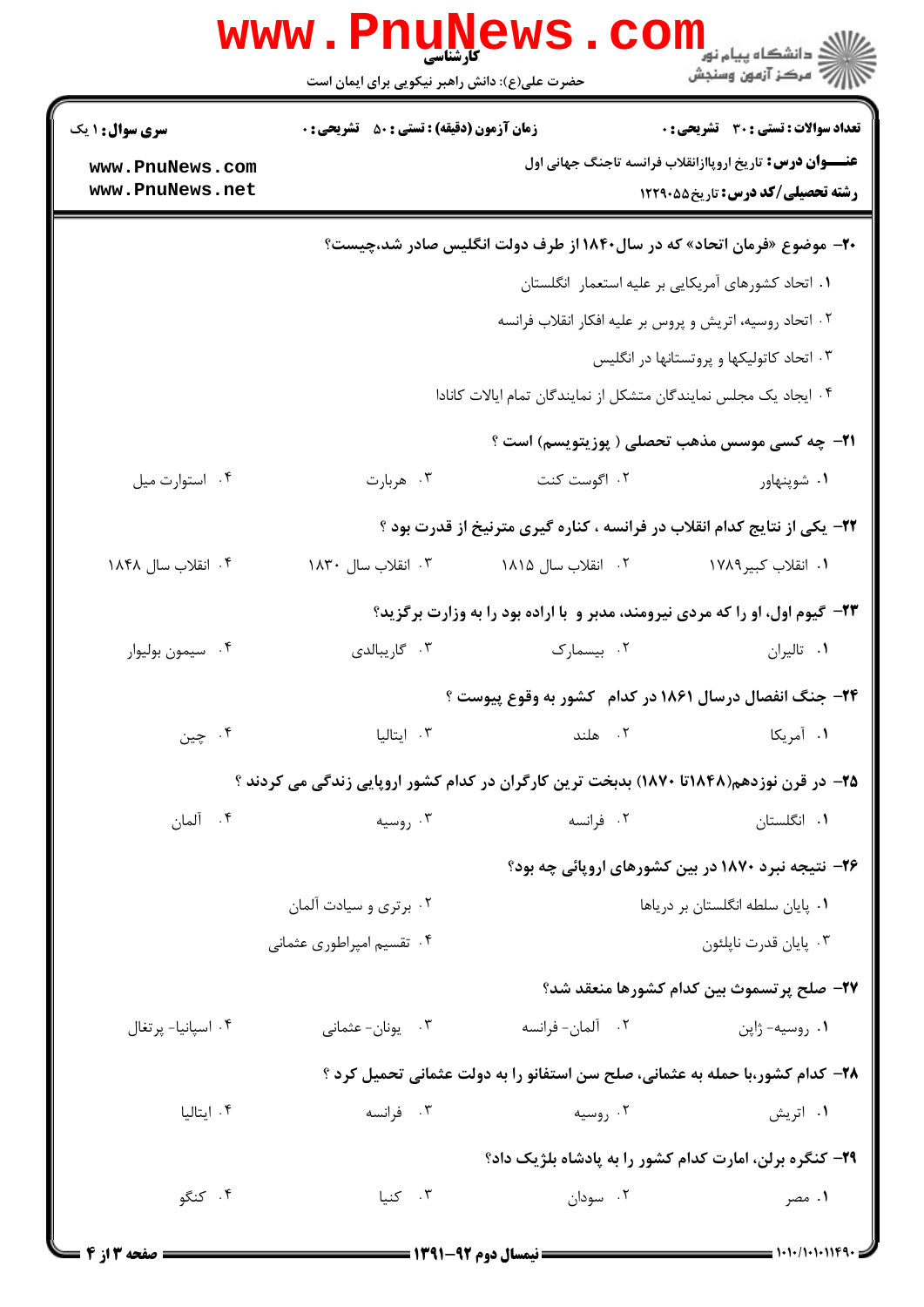**سری سوال:** ۱ یک

**زمان آزمون (دقیقه) : تستی :** ۵۰ **تشریحی :** ۰

**تعداد سوالات : تستی :** ۳۰ **تشریحی :** ۰

**عنـــوان درس:** تاریخ اروپاازانقلاب فرانسه تاجنگ جهانی اول

**رشته تحصیلی/کد درس:** تاریخ ۱۲۲۹۰۵۵

**۲۰-** موضوع «فرمان اتحاد» که در سال۱۸۴۰ از طرف دولت انگلیس صادر شد،چیست؟

۱. اتحاد کشورهای آمریکایی بر علیه استعمار انگلستان

۲. اتحاد روسیه، اتریش و پروس بر علیه افکار انقلاب فرانسه

۳. اتحاد کاتولیکها و پروتستانها در انگلیس

۴. ایجاد یک مجلس نمایندگان متشکل از نمایندگان تمام ایالات کانادا

**۲۱-** چه کسی موسس مذهب تحصلی ( پوزیتویسم) است ؟

۱. شوپنهاور
۲. اگوست کنت
۳. هربارت
۴. استوارت میل

**۲۲-** یکی از نتایج کدام انقلاب در فرانسه ، کناره گیری مترنیخ از قدرت بود ؟

۱. انقلاب کبیر۱۷۸۹
۲. انقلاب سال ۱۸۱۵
۳. انقلاب سال ۱۸۳۰
۴. انقلاب سال ۱۸۴۸

**۲۳-** گیوم اول، او را که مردی نیرومند، مدبر و با اراده بود را به وزارت برگزید؟

۱. تالیران
۲. بیسمارک
۳. گاریبالدی
۴. سیمون بولیوار

**۲۴-** جنگ انفصال درسال ۱۸۶۱ در کدام کشور به وقوع پیوست ؟

۱. آمریکا
۲. هلند
۳. ایتالیا
۴. چین

**۲۵-** در قرن نوزدهم(۱۸۴۸تا ۱۸۷۰) بدبخت ترین کارگران در کدام کشور اروپایی زندگی می کردند ؟

۱. انگلستان
۲. فرانسه
۳. روسیه
۴. آلمان

**۲۶-** نتیجه نبرد ۱۸۷۰ در بین کشورهای اروپائی چه بود؟

۱. پایان سلطه انگلستان بر دریاها
۲. برتری و سیادت آلمان
۳. پایان قدرت ناپلئون
۴. تقسیم امپراطوری عثمانی

**۲۷-** صلح پرتسموث بین کدام کشورها منعقد شد؟

۱. روسیه- ژاپن
۲. آلمان- فرانسه
۳. یونان- عثمانی
۴. اسپانیا- پرتغال

**۲۸-** کدام کشور،با حمله به عثمانی، صلح سن استفانو را به دولت عثمانی تحمیل کرد ؟

۱. اتریش
۲. روسیه
۳. فرانسه
۴. ایتالیا

**۲۹-** کنگره برلن، امارت کدام کشور را به پادشاه بلژیک داد؟

۱. مصر
۲. سودان
۳. کنیا
۴. کنگو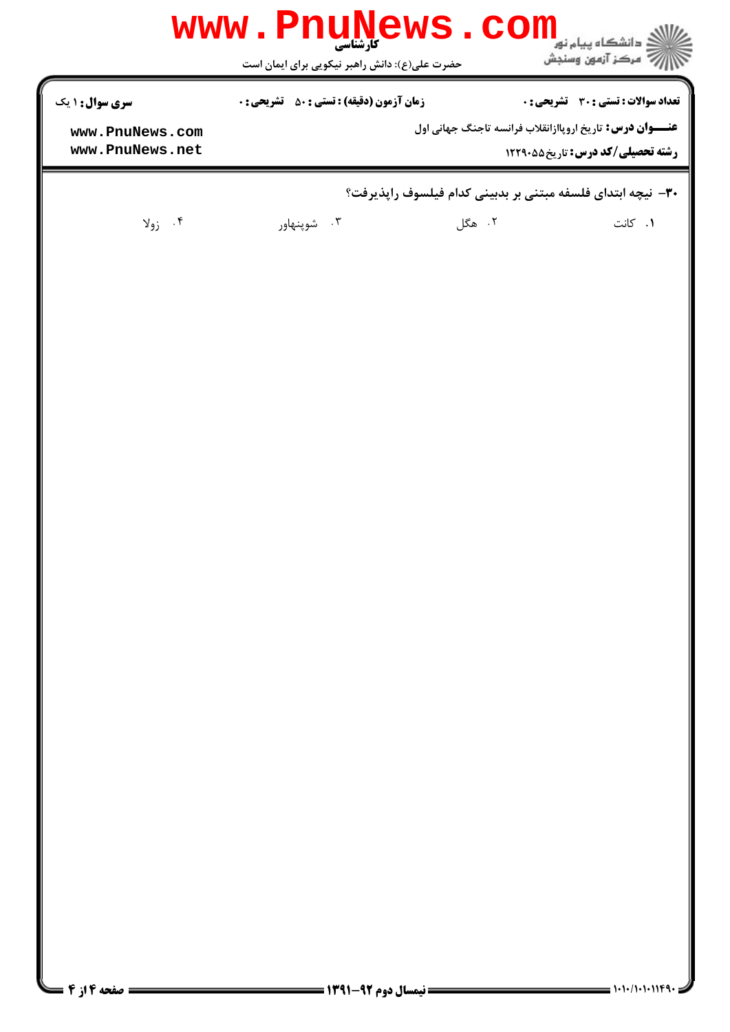**۳۰- نیچه ابتدای فلسفه مبتنی بر بدبینی کدام فیلسوف راپذیرفت؟**

۱. کانت

۲. هگل

۳. شوپنهاور

۴. زولا